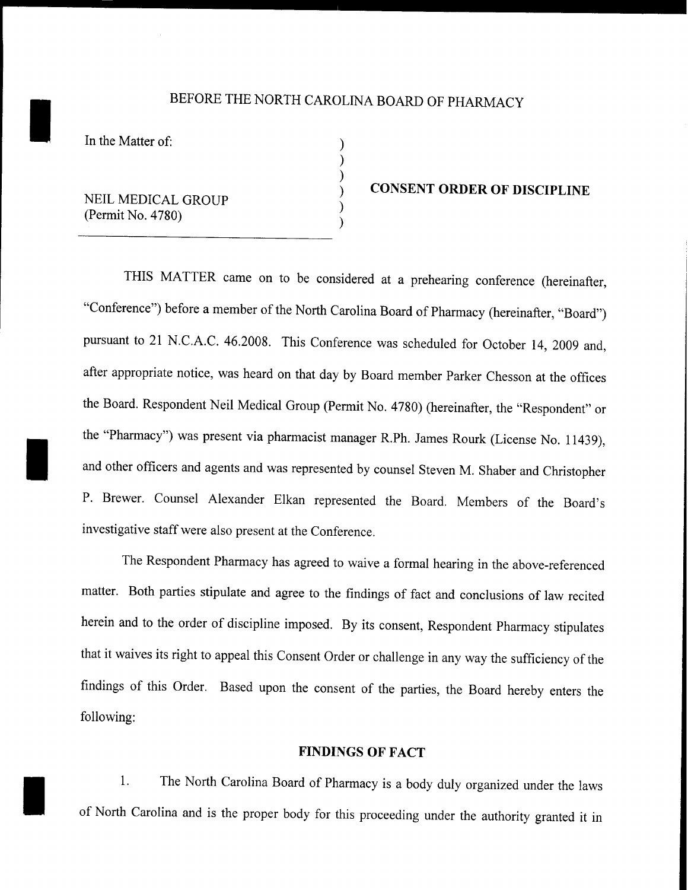# BEFORE THE NORTH CAROLINA BOARD OF PHARMACY

In the Matter of:

NEIL MEDICAL GROUP
(Permit No. 4780)

**CONSENT ORDER OF DISCIPLINE**

THIS MATTER came on to be considered at a prehearing conference (hereinafter, "Conference") before a member of the North Carolina Board of Pharmacy (hereinafter, "Board") pursuant to 21 N.C.A.C. 46.2008. This Conference was scheduled for October 14, 2009 and, after appropriate notice, was heard on that day by Board member Parker Chesson at the offices the Board. Respondent Neil Medical Group (Permit No. 4780) (hereinafter, the "Respondent" or the "Pharmacy") was present via pharmacist manager R.Ph. James Rourk (License No. 11439), and other officers and agents and was represented by counsel Steven M. Shaber and Christopher P. Brewer. Counsel Alexander Elkan represented the Board. Members of the Board's investigative staff were also present at the Conference.

The Respondent Pharmacy has agreed to waive a formal hearing in the above-referenced matter. Both parties stipulate and agree to the findings of fact and conclusions of law recited herein and to the order of discipline imposed. By its consent, Respondent Pharmacy stipulates that it waives its right to appeal this Consent Order or challenge in any way the sufficiency of the findings of this Order. Based upon the consent of the parties, the Board hereby enters the following:

## FINDINGS OF FACT

1. The North Carolina Board of Pharmacy is a body duly organized under the laws of North Carolina and is the proper body for this proceeding under the authority granted it in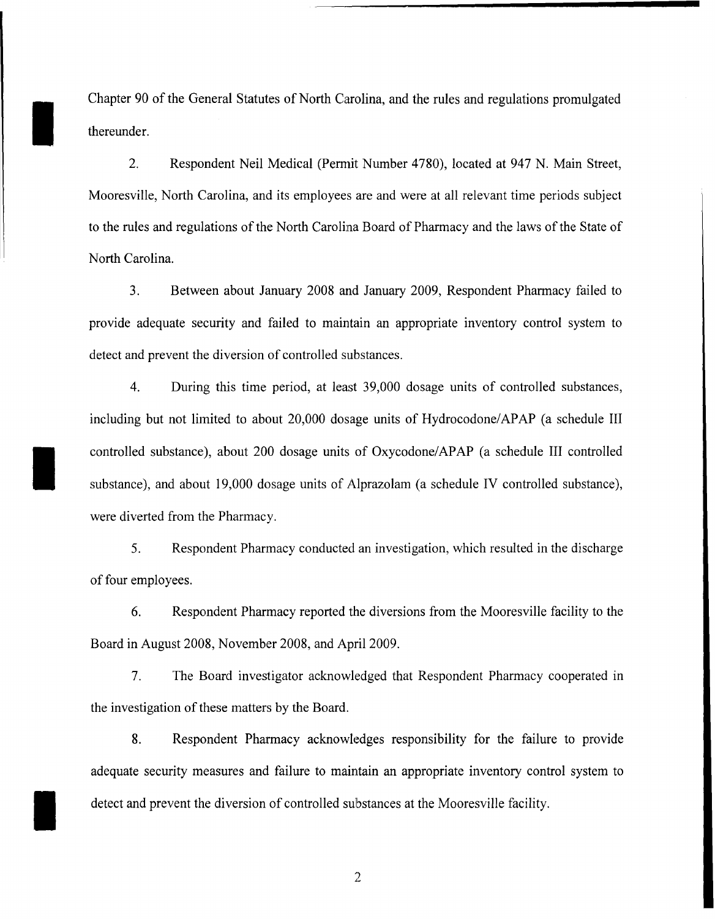Chapter 90 of the General Statutes of North Carolina, and the rules and regulations promulgated thereunder.

2. Respondent Neil Medical (Permit Number 4780), located at 947 N. Main Street, Mooresville, North Carolina, and its employees are and were at all relevant time periods subject to the rules and regulations of the North Carolina Board of Pharmacy and the laws of the State of North Carolina.

3. Between about January 2008 and January 2009, Respondent Pharmacy failed to provide adequate security and failed to maintain an appropriate inventory control system to detect and prevent the diversion of controlled substances.

4. During this time period, at least 39,000 dosage units of controlled substances, including but not limited to about 20,000 dosage units of Hydrocodone/APAP (a schedule III controlled substance), about 200 dosage units of Oxycodone/APAP (a schedule III controlled substance), and about 19,000 dosage units of Alprazolam (a schedule IV controlled substance), were diverted from the Pharmacy.

5. Respondent Pharmacy conducted an investigation, which resulted in the discharge of four employees.

6. Respondent Pharmacy reported the diversions from the Mooresville facility to the Board in August 2008, November 2008, and April 2009.

7. The Board investigator acknowledged that Respondent Pharmacy cooperated in the investigation of these matters by the Board.

8. Respondent Pharmacy acknowledges responsibility for the failure to provide adequate security measures and failure to maintain an appropriate inventory control system to detect and prevent the diversion of controlled substances at the Mooresville facility.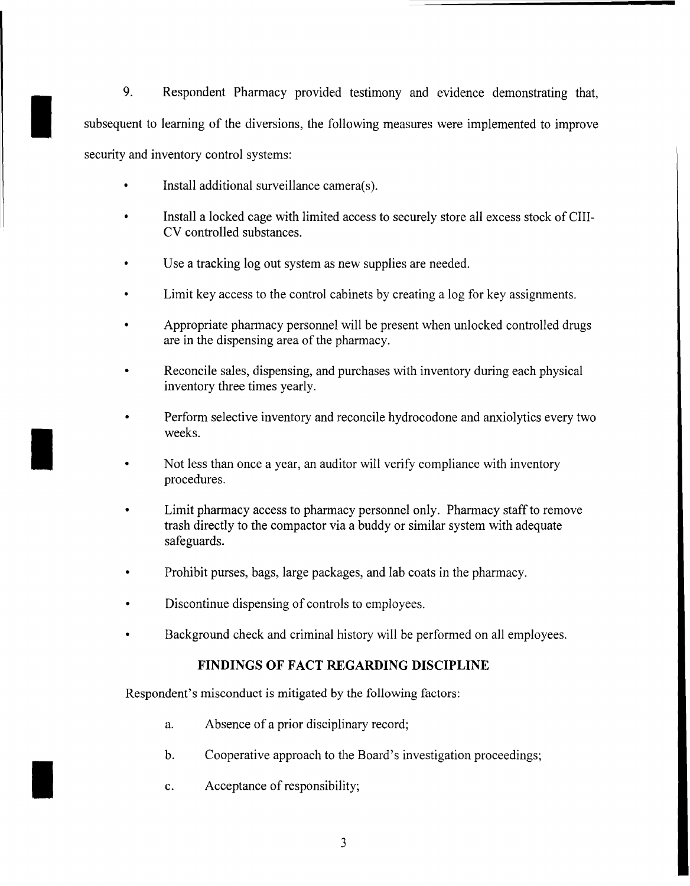9. Respondent Pharmacy provided testimony and evidence demonstrating that, subsequent to learning of the diversions, the following measures were implemented to improve security and inventory control systems:

- Install additional surveillance camera(s).
- Install a locked cage with limited access to securely store all excess stock of CIII-CV controlled substances.
- Use a tracking log out system as new supplies are needed.
- Limit key access to the control cabinets by creating a log for key assignments.
- Appropriate pharmacy personnel will be present when unlocked controlled drugs are in the dispensing area of the pharmacy.
- Reconcile sales, dispensing, and purchases with inventory during each physical inventory three times yearly.
- Perform selective inventory and reconcile hydrocodone and anxiolytics every two weeks.
- Not less than once a year, an auditor will verify compliance with inventory procedures.
- Limit pharmacy access to pharmacy personnel only. Pharmacy staff to remove trash directly to the compactor via a buddy or similar system with adequate safeguards.
- Prohibit purses, bags, large packages, and lab coats in the pharmacy.
- Discontinue dispensing of controls to employees.
- Background check and criminal history will be performed on all employees.

## FINDINGS OF FACT REGARDING DISCIPLINE

Respondent's misconduct is mitigated by the following factors:

a. Absence of a prior disciplinary record;

b. Cooperative approach to the Board's investigation proceedings;

c. Acceptance of responsibility;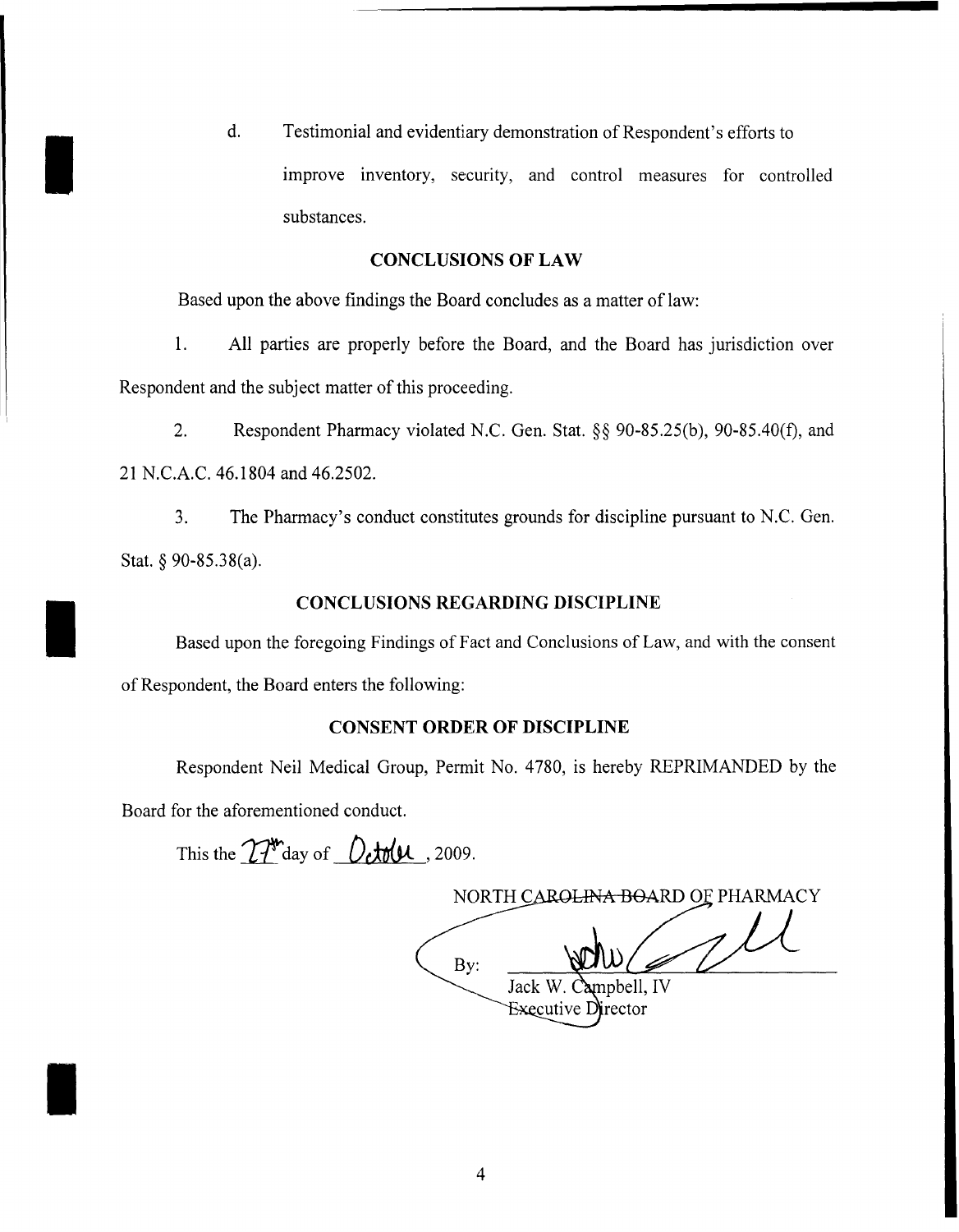d. Testimonial and evidentiary demonstration of Respondent's efforts to improve inventory, security, and control measures for controlled substances.

## CONCLUSIONS OF LAW

Based upon the above findings the Board concludes as a matter of law:

1. All parties are properly before the Board, and the Board has jurisdiction over Respondent and the subject matter of this proceeding.

2. Respondent Pharmacy violated N.C. Gen. Stat. §§ 90-85.25(b), 90-85.40(f), and 21 N.C.A.C. 46.1804 and 46.2502.

3. The Pharmacy's conduct constitutes grounds for discipline pursuant to N.C. Gen. Stat. § 90-85.38(a).

## CONCLUSIONS REGARDING DISCIPLINE

Based upon the foregoing Findings of Fact and Conclusions of Law, and with the consent of Respondent, the Board enters the following:

## CONSENT ORDER OF DISCIPLINE

Respondent Neil Medical Group, Permit No. 4780, is hereby REPRIMANDED by the Board for the aforementioned conduct.

This the 27th day of October, 2009.

NORTH CAROLINA BOARD OF PHARMACY

By: ______________________

Jack W. Campbell, IV
Executive Director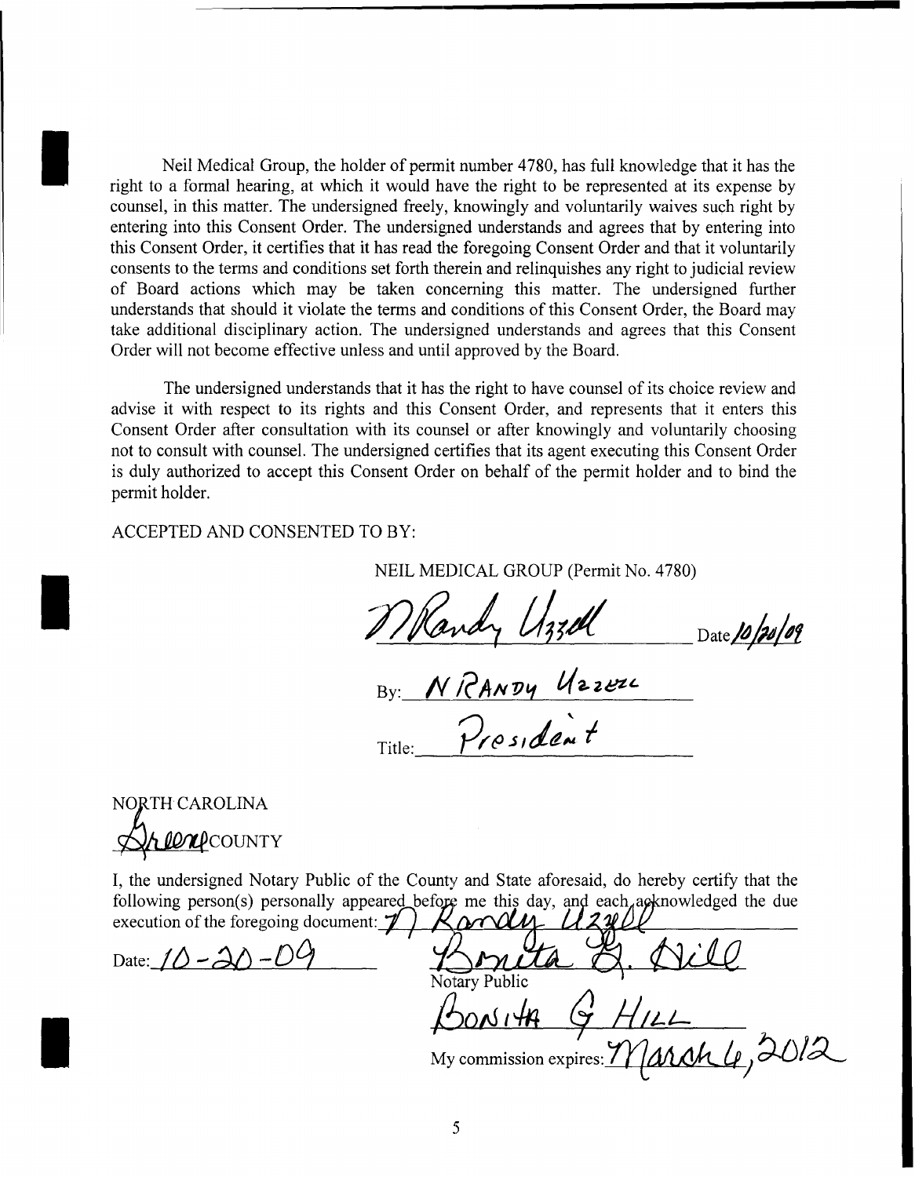Neil Medical Group, the holder of permit number 4780, has full knowledge that it has the right to a formal hearing, at which it would have the right to be represented at its expense by counsel, in this matter. The undersigned freely, knowingly and voluntarily waives such right by entering into this Consent Order. The undersigned understands and agrees that by entering into this Consent Order, it certifies that it has read the foregoing Consent Order and that it voluntarily consents to the terms and conditions set forth therein and relinquishes any right to judicial review of Board actions which may be taken concerning this matter. The undersigned further understands that should it violate the terms and conditions of this Consent Order, the Board may take additional disciplinary action. The undersigned understands and agrees that this Consent Order will not become effective unless and until approved by the Board.

The undersigned understands that it has the right to have counsel of its choice review and advise it with respect to its rights and this Consent Order, and represents that it enters this Consent Order after consultation with its counsel or after knowingly and voluntarily choosing not to consult with counsel. The undersigned certifies that its agent executing this Consent Order is duly authorized to accept this Consent Order on behalf of the permit holder and to bind the permit holder.

ACCEPTED AND CONSENTED TO BY:

NEIL MEDICAL GROUP (Permit No. 4780)

N Randy Uzzell Date 10/20/09

By: N RANDY UZZELL

Title: President

NORTH CAROLINA

Greene COUNTY

I, the undersigned Notary Public of the County and State aforesaid, do hereby certify that the following person(s) personally appeared before me this day, and each acknowledged the due execution of the foregoing document: N Randy Uzzell

Date: 10-20-09

Bonita G. Hill

Notary Public

BONITA G HILL

My commission expires: March 6, 2012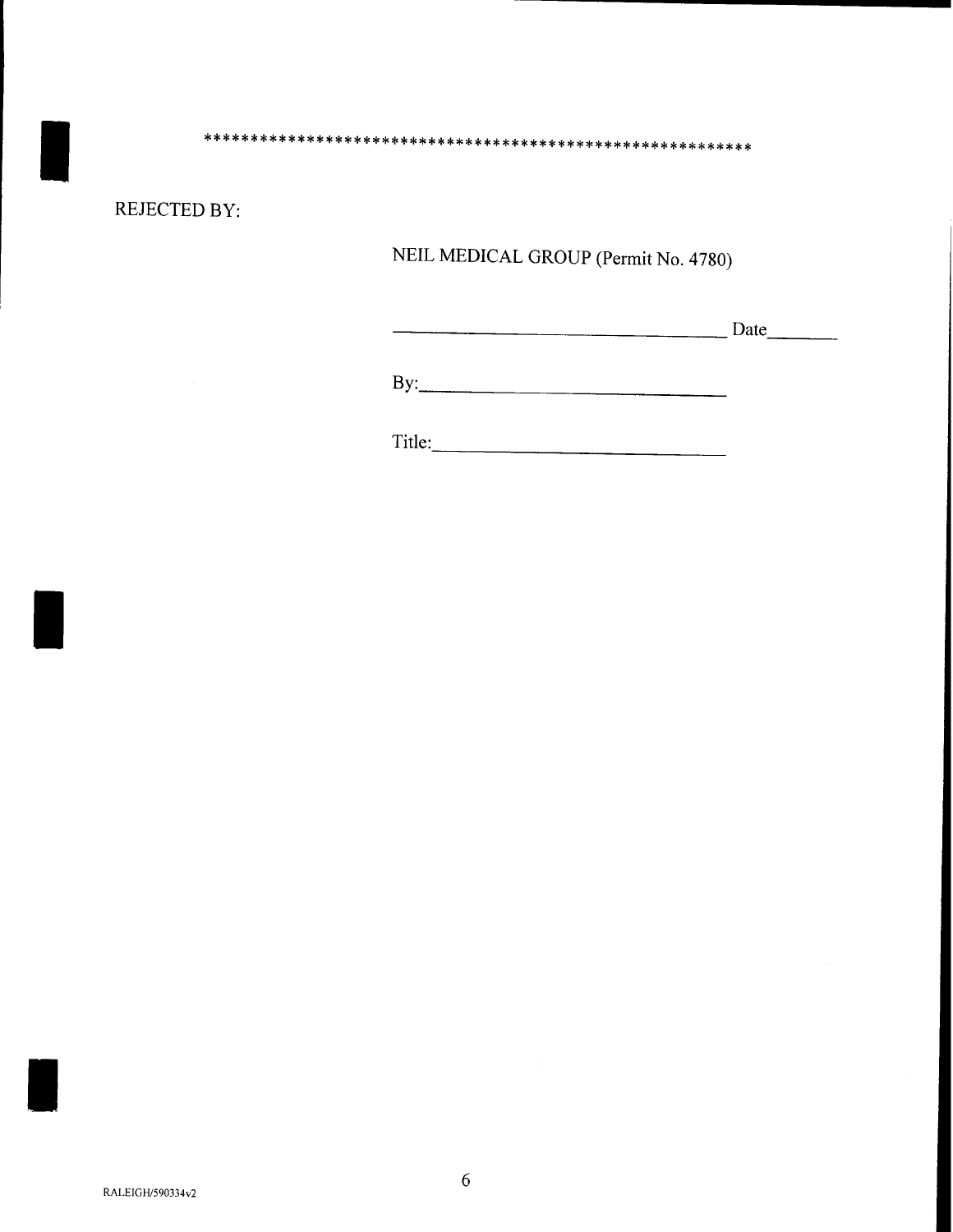*********************************************************

REJECTED BY:

NEIL MEDICAL GROUP (Permit No. 4780)

\_\_\_\_\_\_\_\_\_\_\_\_\_\_\_\_\_\_\_\_\_\_\_\_\_\_\_\_\_\_\_\_\_\_ Date\_\_\_\_\_\_\_

By:\_\_\_\_\_\_\_\_\_\_\_\_\_\_\_\_\_\_\_\_\_\_\_\_\_\_\_\_\_\_\_\_

Title:\_\_\_\_\_\_\_\_\_\_\_\_\_\_\_\_\_\_\_\_\_\_\_\_\_\_\_\_\_\_

RALEIGH/590334v2